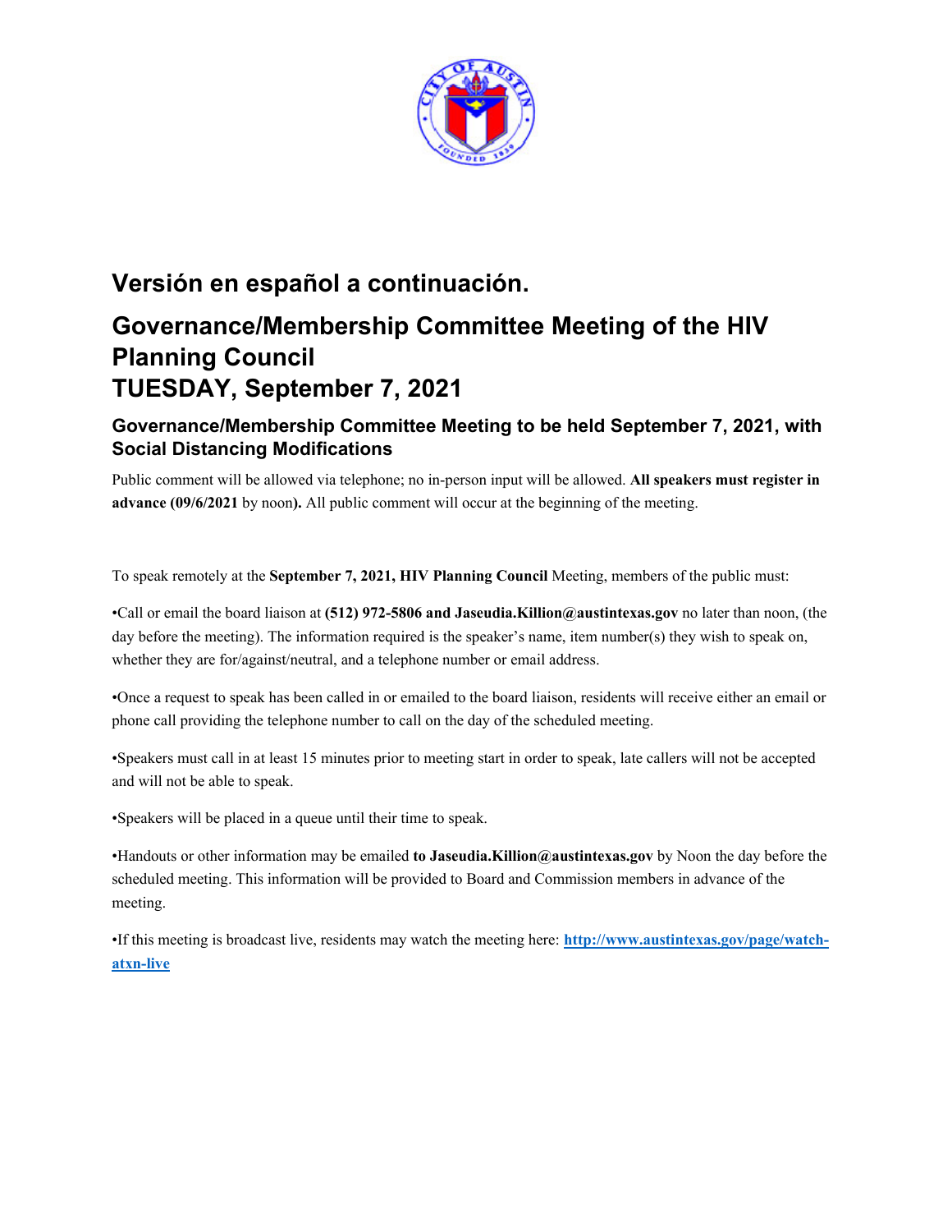## Versión en español a continuación.

# Governance/Membership Committee Meeting of the HIV Planning Council
# TUESDAY, September 7, 2021

### Governance/Membership Committee Meeting to be held September 7, 2021, with Social Distancing Modifications

Public comment will be allowed via telephone; no in-person input will be allowed. **All speakers must register in advance (09/6/2021** by noon**).** All public comment will occur at the beginning of the meeting.

To speak remotely at the **September 7, 2021, HIV Planning Council** Meeting, members of the public must:

•Call or email the board liaison at **(512) 972-5806 and Jaseudia.Killion@austintexas.gov** no later than noon, (the day before the meeting). The information required is the speaker's name, item number(s) they wish to speak on, whether they are for/against/neutral, and a telephone number or email address.

•Once a request to speak has been called in or emailed to the board liaison, residents will receive either an email or phone call providing the telephone number to call on the day of the scheduled meeting.

•Speakers must call in at least 15 minutes prior to meeting start in order to speak, late callers will not be accepted and will not be able to speak.

•Speakers will be placed in a queue until their time to speak.

•Handouts or other information may be emailed **to Jaseudia.Killion@austintexas.gov** by Noon the day before the scheduled meeting. This information will be provided to Board and Commission members in advance of the meeting.

•If this meeting is broadcast live, residents may watch the meeting here: [http://www.austintexas.gov/page/watch-atxn-live](http://www.austintexas.gov/page/watch-atxn-live)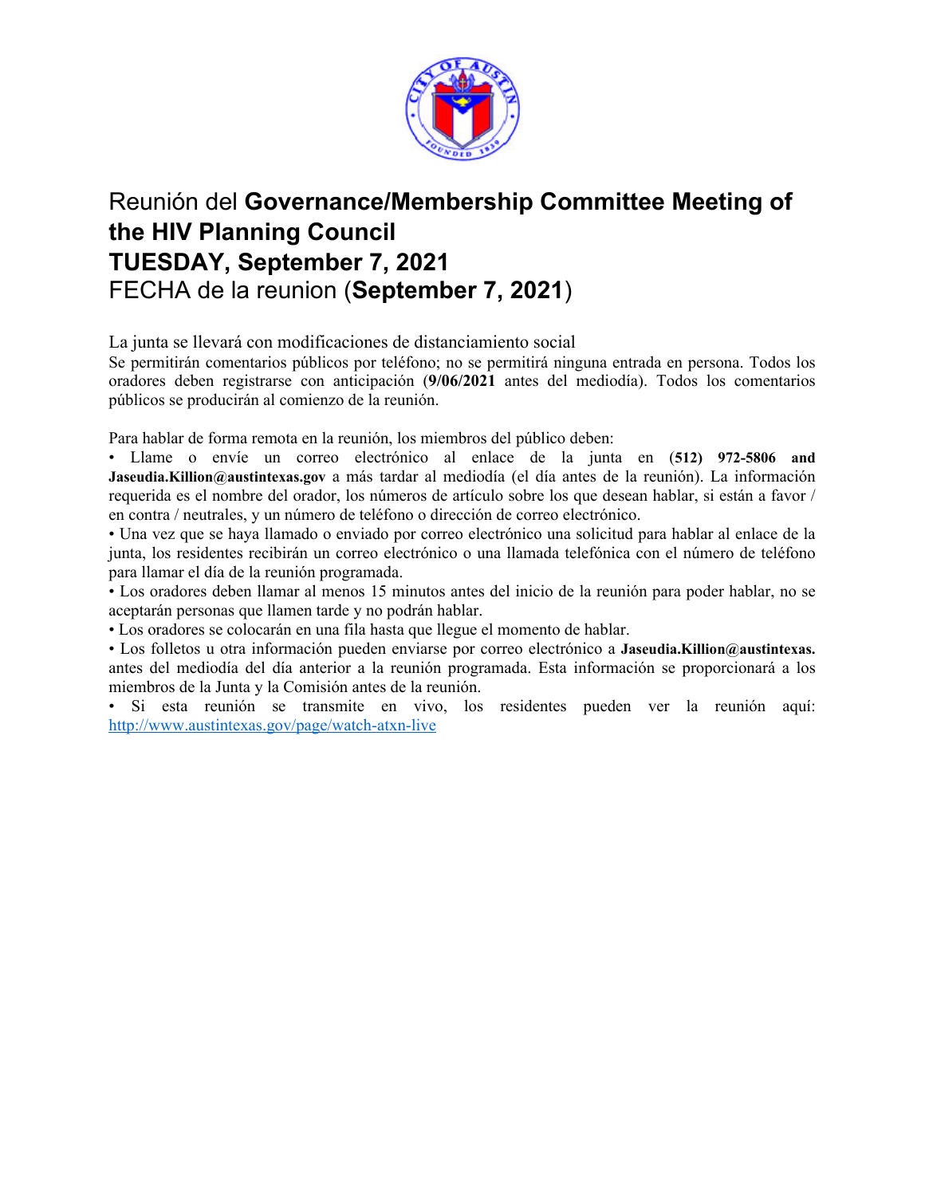# Reunión del **Governance/Membership Committee Meeting of the HIV Planning Council**
# **TUESDAY, September 7, 2021**
# FECHA de la reunion (**September 7, 2021**)

La junta se llevará con modificaciones de distanciamiento social

Se permitirán comentarios públicos por teléfono; no se permitirá ninguna entrada en persona. Todos los oradores deben registrarse con anticipación (**9/06/2021** antes del mediodía). Todos los comentarios públicos se producirán al comienzo de la reunión.

Para hablar de forma remota en la reunión, los miembros del público deben:

- Llame o envíe un correo electrónico al enlace de la junta en **(512) 972-5806 and Jaseudia.Killion@austintexas.gov** a más tardar al mediodía (el día antes de la reunión). La información requerida es el nombre del orador, los números de artículo sobre los que desean hablar, si están a favor / en contra / neutrales, y un número de teléfono o dirección de correo electrónico.
- Una vez que se haya llamado o enviado por correo electrónico una solicitud para hablar al enlace de la junta, los residentes recibirán un correo electrónico o una llamada telefónica con el número de teléfono para llamar el día de la reunión programada.
- Los oradores deben llamar al menos 15 minutos antes del inicio de la reunión para poder hablar, no se aceptarán personas que llamen tarde y no podrán hablar.
- Los oradores se colocarán en una fila hasta que llegue el momento de hablar.
- Los folletos u otra información pueden enviarse por correo electrónico a **Jaseudia.Killion@austintexas.** antes del mediodía del día anterior a la reunión programada. Esta información se proporcionará a los miembros de la Junta y la Comisión antes de la reunión.
- Si esta reunión se transmite en vivo, los residentes pueden ver la reunión aquí: http://www.austintexas.gov/page/watch-atxn-live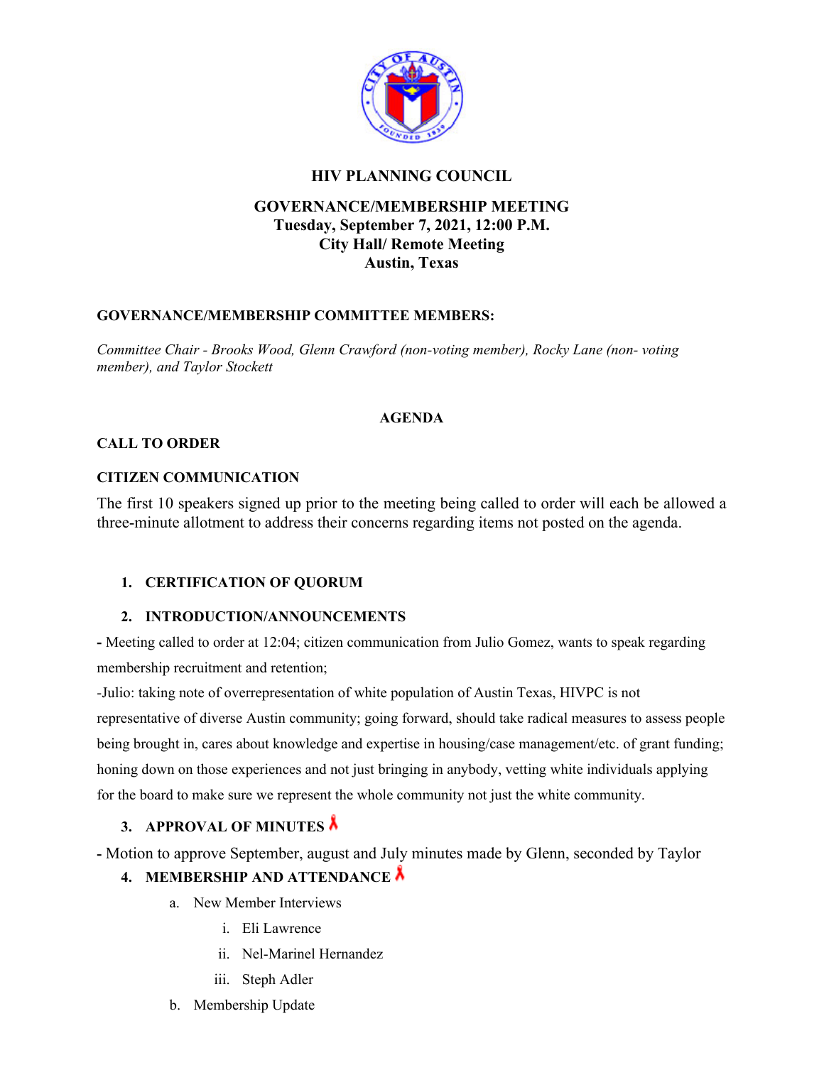# HIV PLANNING COUNCIL

## GOVERNANCE/MEMBERSHIP MEETING
**Tuesday, September 7, 2021, 12:00 P.M.**
**City Hall/ Remote Meeting**
**Austin, Texas**

**GOVERNANCE/MEMBERSHIP COMMITTEE MEMBERS:**

*Committee Chair - Brooks Wood, Glenn Crawford (non-voting member), Rocky Lane (non- voting member), and Taylor Stockett*

**AGENDA**

**CALL TO ORDER**

**CITIZEN COMMUNICATION**

The first 10 speakers signed up prior to the meeting being called to order will each be allowed a three-minute allotment to address their concerns regarding items not posted on the agenda.

1. **CERTIFICATION OF QUORUM**

2. **INTRODUCTION/ANNOUNCEMENTS**

**-** Meeting called to order at 12:04; citizen communication from Julio Gomez, wants to speak regarding membership recruitment and retention;

-Julio: taking note of overrepresentation of white population of Austin Texas, HIVPC is not representative of diverse Austin community; going forward, should take radical measures to assess people being brought in, cares about knowledge and expertise in housing/case management/etc. of grant funding; honing down on those experiences and not just bringing in anybody, vetting white individuals applying for the board to make sure we represent the whole community not just the white community.

3. **APPROVAL OF MINUTES**

**-** Motion to approve September, august and July minutes made by Glenn, seconded by Taylor

4. **MEMBERSHIP AND ATTENDANCE**
   a. New Member Interviews
      i. Eli Lawrence
      ii. Nel-Marinel Hernandez
      iii. Steph Adler
   b. Membership Update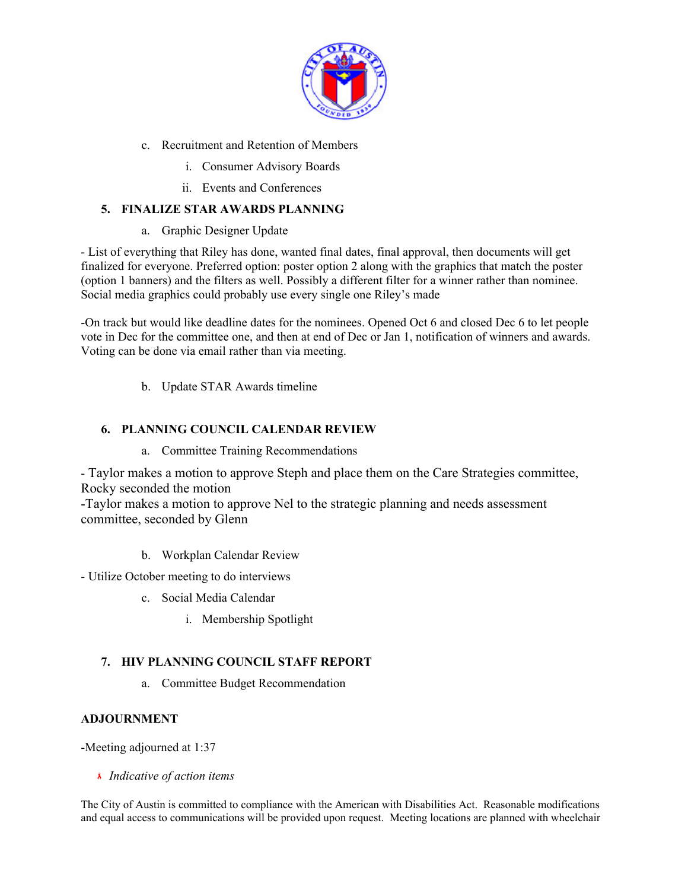c. Recruitment and Retention of Members

    i. Consumer Advisory Boards

    ii. Events and Conferences

**5. FINALIZE STAR AWARDS PLANNING**

a. Graphic Designer Update

- List of everything that Riley has done, wanted final dates, final approval, then documents will get finalized for everyone. Preferred option: poster option 2 along with the graphics that match the poster (option 1 banners) and the filters as well. Possibly a different filter for a winner rather than nominee. Social media graphics could probably use every single one Riley's made

-On track but would like deadline dates for the nominees. Opened Oct 6 and closed Dec 6 to let people vote in Dec for the committee one, and then at end of Dec or Jan 1, notification of winners and awards. Voting can be done via email rather than via meeting.

b. Update STAR Awards timeline

**6. PLANNING COUNCIL CALENDAR REVIEW**

a. Committee Training Recommendations

- Taylor makes a motion to approve Steph and place them on the Care Strategies committee, Rocky seconded the motion
-Taylor makes a motion to approve Nel to the strategic planning and needs assessment committee, seconded by Glenn

b. Workplan Calendar Review

- Utilize October meeting to do interviews

c. Social Media Calendar

    i. Membership Spotlight

**7. HIV PLANNING COUNCIL STAFF REPORT**

a. Committee Budget Recommendation

**ADJOURNMENT**

-Meeting adjourned at 1:37

* *Indicative of action items*

The City of Austin is committed to compliance with the American with Disabilities Act. Reasonable modifications and equal access to communications will be provided upon request. Meeting locations are planned with wheelchair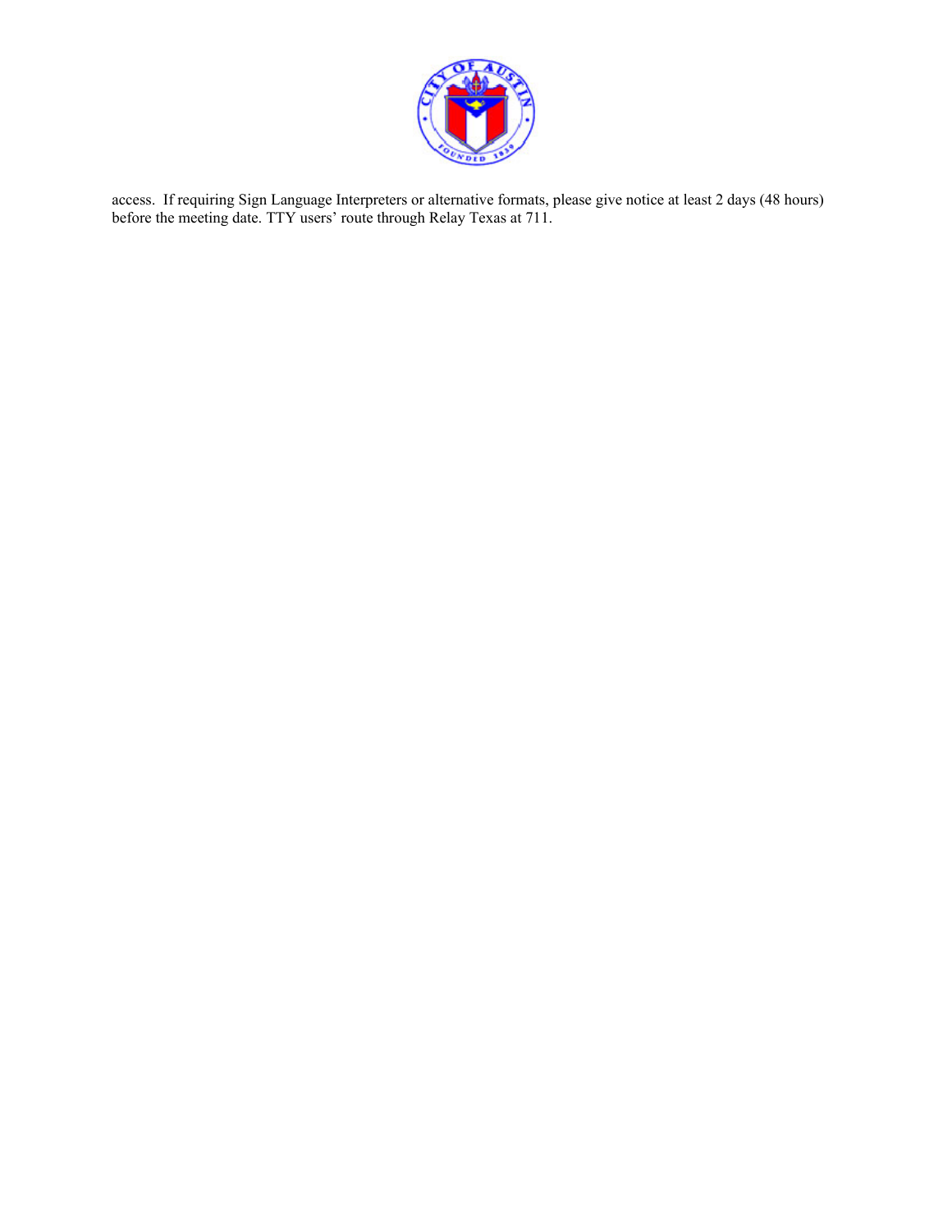access. If requiring Sign Language Interpreters or alternative formats, please give notice at least 2 days (48 hours) before the meeting date. TTY users' route through Relay Texas at 711.